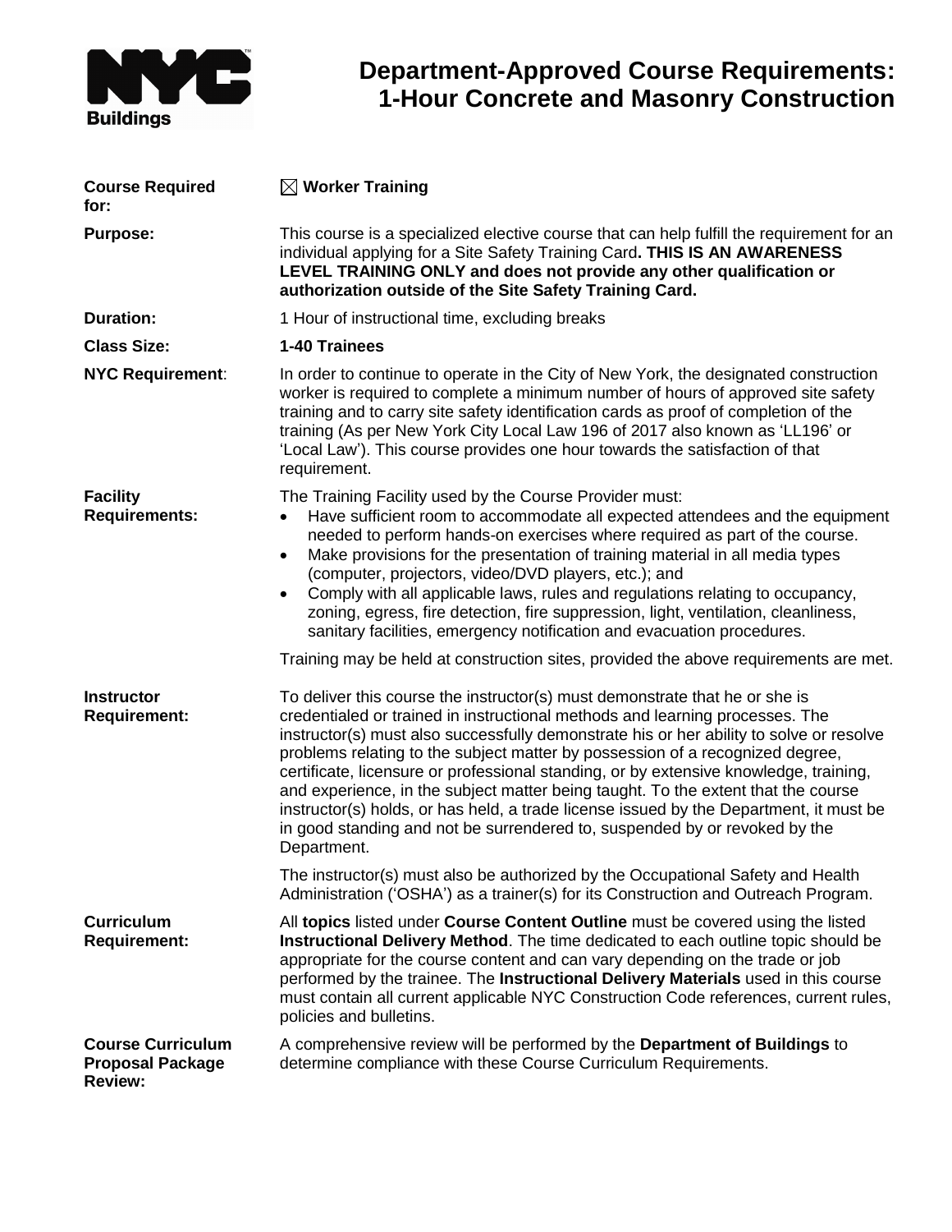# Department-Approved Course Requirements: 1-Hour Concrete and Masonry Construction

**Course Required for:** ☒ **Worker Training**

**Purpose:** This course is a specialized elective course that can help fulfill the requirement for an individual applying for a Site Safety Training Card**. THIS IS AN AWARENESS LEVEL TRAINING ONLY and does not provide any other qualification or authorization outside of the Site Safety Training Card.**

**Duration:** 1 Hour of instructional time, excluding breaks

**Class Size:** **1-40 Trainees**

**NYC Requirement**: In order to continue to operate in the City of New York, the designated construction worker is required to complete a minimum number of hours of approved site safety training and to carry site safety identification cards as proof of completion of the training (As per New York City Local Law 196 of 2017 also known as 'LL196' or 'Local Law'). This course provides one hour towards the satisfaction of that requirement.

**Facility Requirements:** The Training Facility used by the Course Provider must:

- Have sufficient room to accommodate all expected attendees and the equipment needed to perform hands-on exercises where required as part of the course.
- Make provisions for the presentation of training material in all media types (computer, projectors, video/DVD players, etc.); and
- Comply with all applicable laws, rules and regulations relating to occupancy, zoning, egress, fire detection, fire suppression, light, ventilation, cleanliness, sanitary facilities, emergency notification and evacuation procedures.

Training may be held at construction sites, provided the above requirements are met.

**Instructor Requirement:** To deliver this course the instructor(s) must demonstrate that he or she is credentialed or trained in instructional methods and learning processes. The instructor(s) must also successfully demonstrate his or her ability to solve or resolve problems relating to the subject matter by possession of a recognized degree, certificate, licensure or professional standing, or by extensive knowledge, training, and experience, in the subject matter being taught. To the extent that the course instructor(s) holds, or has held, a trade license issued by the Department, it must be in good standing and not be surrendered to, suspended by or revoked by the Department.

The instructor(s) must also be authorized by the Occupational Safety and Health Administration ('OSHA') as a trainer(s) for its Construction and Outreach Program.

**Curriculum Requirement:** All **topics** listed under **Course Content Outline** must be covered using the listed **Instructional Delivery Method**. The time dedicated to each outline topic should be appropriate for the course content and can vary depending on the trade or job performed by the trainee. The **Instructional Delivery Materials** used in this course must contain all current applicable NYC Construction Code references, current rules, policies and bulletins.

**Course Curriculum Proposal Package Review:** A comprehensive review will be performed by the **Department of Buildings** to determine compliance with these Course Curriculum Requirements.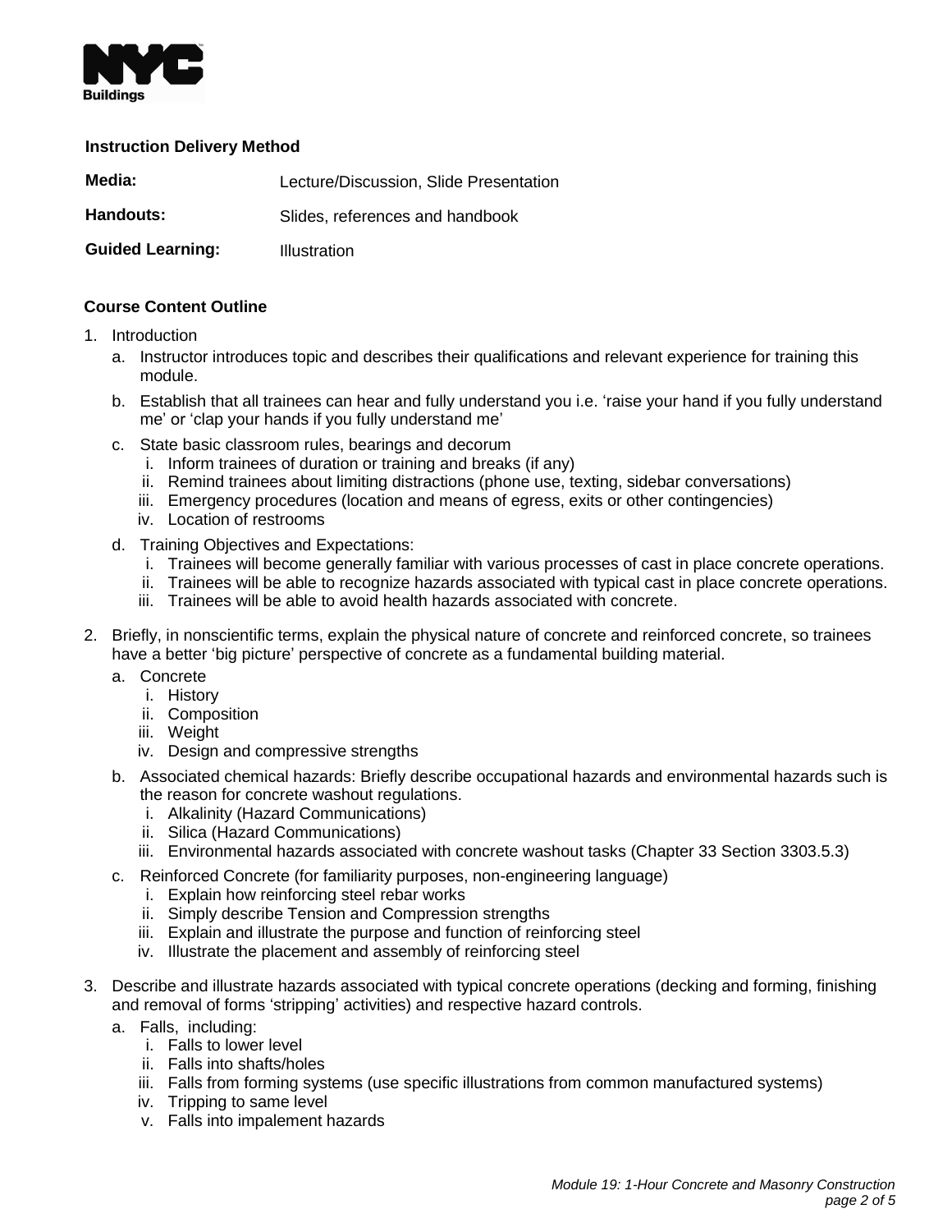### Instruction Delivery Method

**Media:** Lecture/Discussion, Slide Presentation

**Handouts:** Slides, references and handbook

**Guided Learning:** Illustration

### Course Content Outline

1. Introduction
   a. Instructor introduces topic and describes their qualifications and relevant experience for training this module.
   b. Establish that all trainees can hear and fully understand you i.e. 'raise your hand if you fully understand me' or 'clap your hands if you fully understand me'
   c. State basic classroom rules, bearings and decorum
      i. Inform trainees of duration or training and breaks (if any)
      ii. Remind trainees about limiting distractions (phone use, texting, sidebar conversations)
      iii. Emergency procedures (location and means of egress, exits or other contingencies)
      iv. Location of restrooms
   d. Training Objectives and Expectations:
      i. Trainees will become generally familiar with various processes of cast in place concrete operations.
      ii. Trainees will be able to recognize hazards associated with typical cast in place concrete operations.
      iii. Trainees will be able to avoid health hazards associated with concrete.
2. Briefly, in nonscientific terms, explain the physical nature of concrete and reinforced concrete, so trainees have a better 'big picture' perspective of concrete as a fundamental building material.
   a. Concrete
      i. History
      ii. Composition
      iii. Weight
      iv. Design and compressive strengths
   b. Associated chemical hazards: Briefly describe occupational hazards and environmental hazards such is the reason for concrete washout regulations.
      i. Alkalinity (Hazard Communications)
      ii. Silica (Hazard Communications)
      iii. Environmental hazards associated with concrete washout tasks (Chapter 33 Section 3303.5.3)
   c. Reinforced Concrete (for familiarity purposes, non-engineering language)
      i. Explain how reinforcing steel rebar works
      ii. Simply describe Tension and Compression strengths
      iii. Explain and illustrate the purpose and function of reinforcing steel
      iv. Illustrate the placement and assembly of reinforcing steel
3. Describe and illustrate hazards associated with typical concrete operations (decking and forming, finishing and removal of forms 'stripping' activities) and respective hazard controls.
   a. Falls, including:
      i. Falls to lower level
      ii. Falls into shafts/holes
      iii. Falls from forming systems (use specific illustrations from common manufactured systems)
      iv. Tripping to same level
      v. Falls into impalement hazards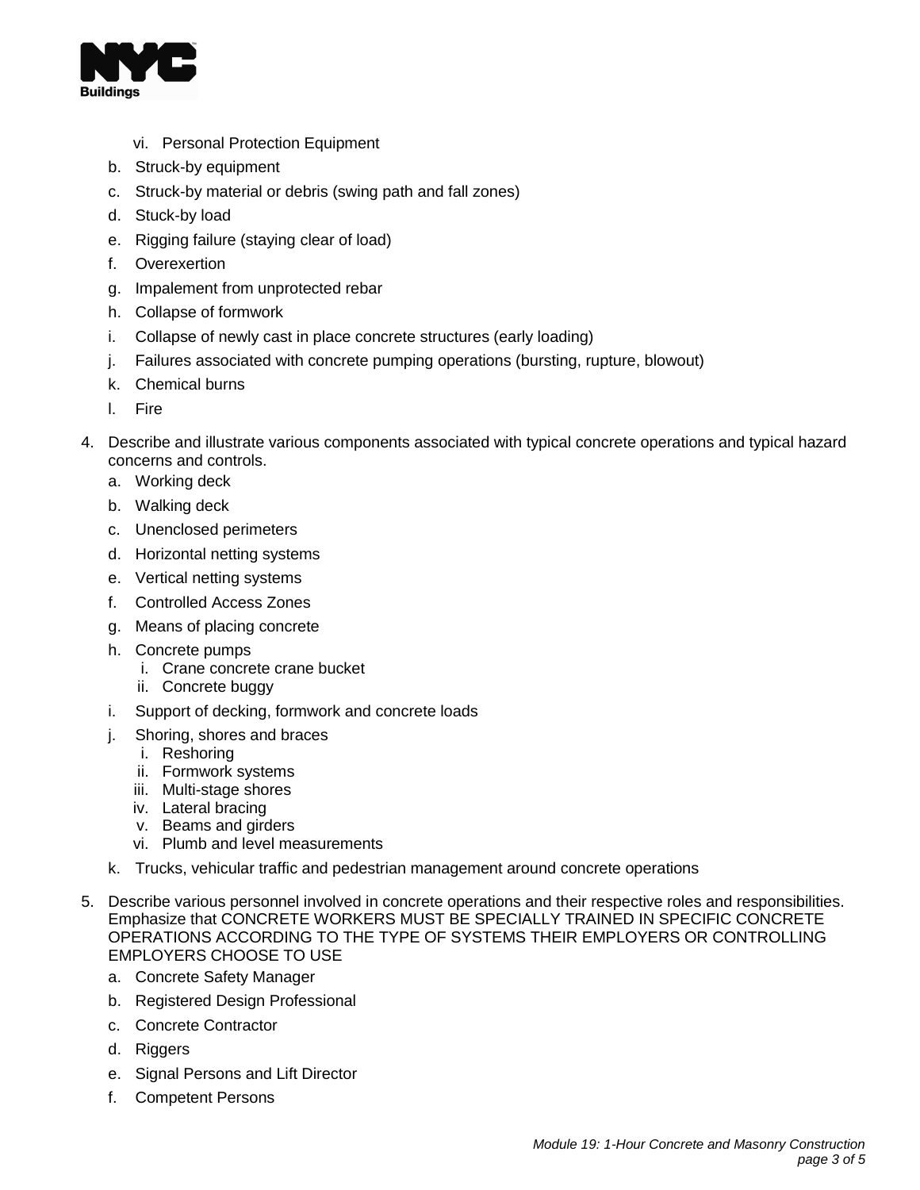- vi. Personal Protection Equipment
   - b. Struck-by equipment
   - c. Struck-by material or debris (swing path and fall zones)
   - d. Stuck-by load
   - e. Rigging failure (staying clear of load)
   - f. Overexertion
   - g. Impalement from unprotected rebar
   - h. Collapse of formwork
   - i. Collapse of newly cast in place concrete structures (early loading)
   - j. Failures associated with concrete pumping operations (bursting, rupture, blowout)
   - k. Chemical burns
   - l. Fire

4. Describe and illustrate various components associated with typical concrete operations and typical hazard concerns and controls.
   - a. Working deck
   - b. Walking deck
   - c. Unenclosed perimeters
   - d. Horizontal netting systems
   - e. Vertical netting systems
   - f. Controlled Access Zones
   - g. Means of placing concrete
   - h. Concrete pumps
     - i. Crane concrete crane bucket
     - ii. Concrete buggy
   - i. Support of decking, formwork and concrete loads
   - j. Shoring, shores and braces
     - i. Reshoring
     - ii. Formwork systems
     - iii. Multi-stage shores
     - iv. Lateral bracing
     - v. Beams and girders
     - vi. Plumb and level measurements
   - k. Trucks, vehicular traffic and pedestrian management around concrete operations

5. Describe various personnel involved in concrete operations and their respective roles and responsibilities. Emphasize that CONCRETE WORKERS MUST BE SPECIALLY TRAINED IN SPECIFIC CONCRETE OPERATIONS ACCORDING TO THE TYPE OF SYSTEMS THEIR EMPLOYERS OR CONTROLLING EMPLOYERS CHOOSE TO USE
   - a. Concrete Safety Manager
   - b. Registered Design Professional
   - c. Concrete Contractor
   - d. Riggers
   - e. Signal Persons and Lift Director
   - f. Competent Persons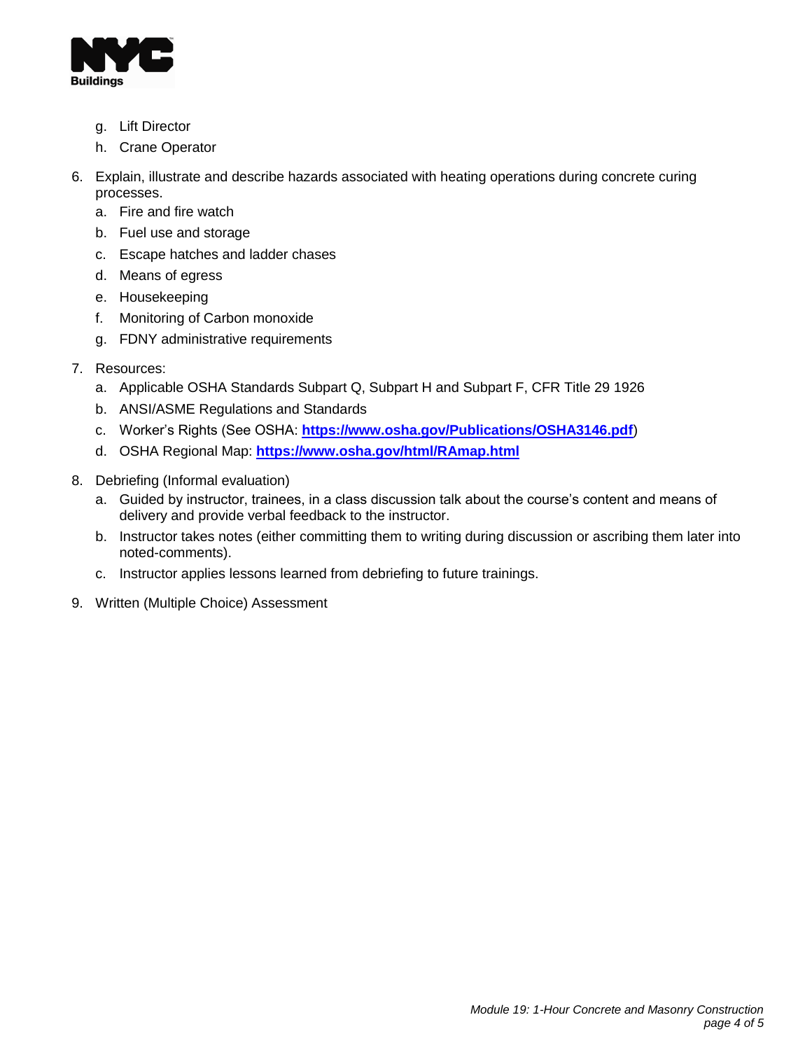g. Lift Director
h. Crane Operator

6. Explain, illustrate and describe hazards associated with heating operations during concrete curing processes.
   a. Fire and fire watch
   b. Fuel use and storage
   c. Escape hatches and ladder chases
   d. Means of egress
   e. Housekeeping
   f. Monitoring of Carbon monoxide
   g. FDNY administrative requirements

7. Resources:
   a. Applicable OSHA Standards Subpart Q, Subpart H and Subpart F, CFR Title 29 1926
   b. ANSI/ASME Regulations and Standards
   c. Worker's Rights (See OSHA: **https://www.osha.gov/Publications/OSHA3146.pdf**)
   d. OSHA Regional Map: **https://www.osha.gov/html/RAmap.html**

8. Debriefing (Informal evaluation)
   a. Guided by instructor, trainees, in a class discussion talk about the course's content and means of delivery and provide verbal feedback to the instructor.
   b. Instructor takes notes (either committing them to writing during discussion or ascribing them later into noted-comments).
   c. Instructor applies lessons learned from debriefing to future trainings.

9. Written (Multiple Choice) Assessment